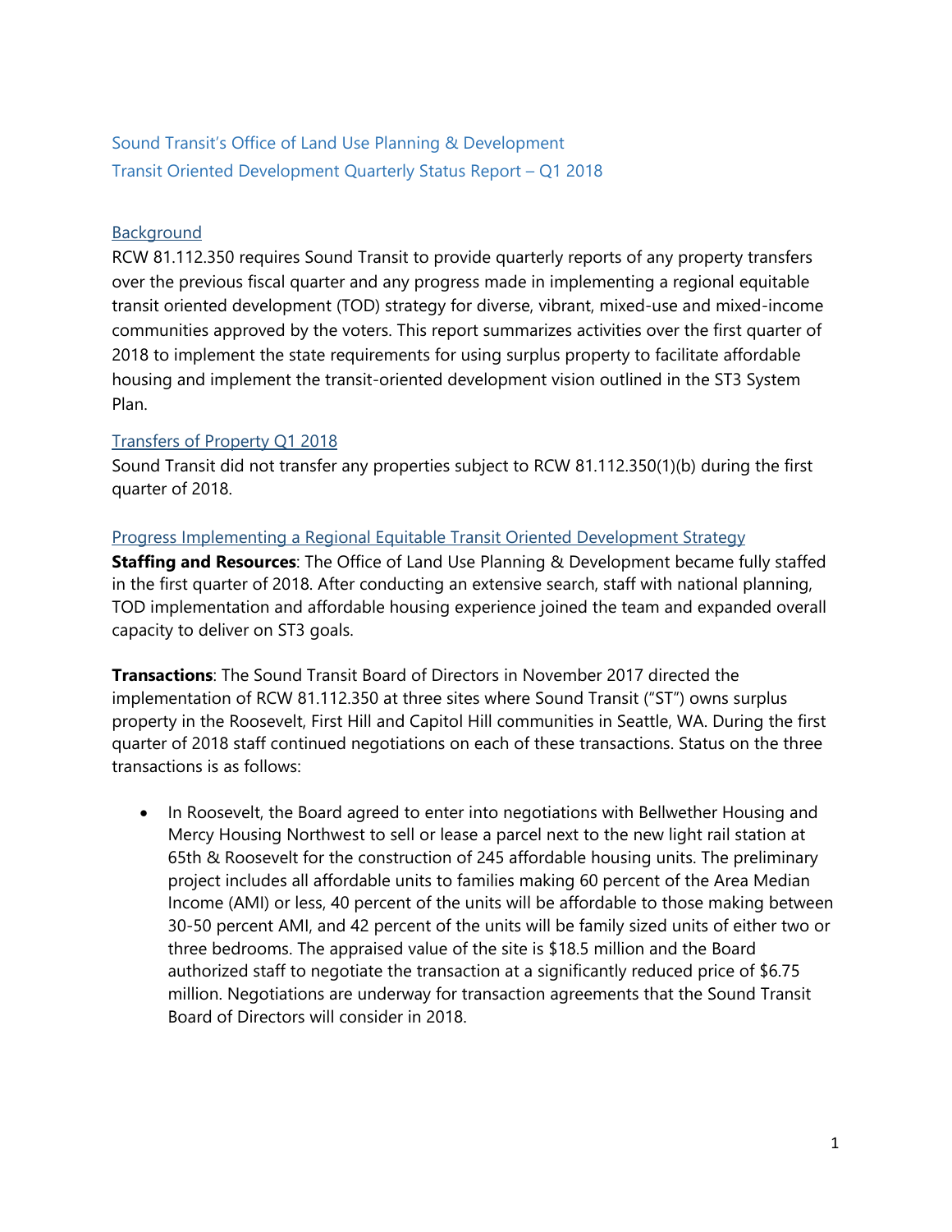Sound Transit's Office of Land Use Planning & Development

Transit Oriented Development Quarterly Status Report – Q1 2018

## Background

RCW 81.112.350 requires Sound Transit to provide quarterly reports of any property transfers over the previous fiscal quarter and any progress made in implementing a regional equitable transit oriented development (TOD) strategy for diverse, vibrant, mixed-use and mixed-income communities approved by the voters. This report summarizes activities over the first quarter of 2018 to implement the state requirements for using surplus property to facilitate affordable housing and implement the transit-oriented development vision outlined in the ST3 System Plan.

## Transfers of Property Q1 2018

Sound Transit did not transfer any properties subject to RCW 81.112.350(1)(b) during the first quarter of 2018.

## Progress Implementing a Regional Equitable Transit Oriented Development Strategy

**Staffing and Resources**: The Office of Land Use Planning & Development became fully staffed in the first quarter of 2018. After conducting an extensive search, staff with national planning, TOD implementation and affordable housing experience joined the team and expanded overall capacity to deliver on ST3 goals.

**Transactions**: The Sound Transit Board of Directors in November 2017 directed the implementation of RCW 81.112.350 at three sites where Sound Transit ("ST") owns surplus property in the Roosevelt, First Hill and Capitol Hill communities in Seattle, WA. During the first quarter of 2018 staff continued negotiations on each of these transactions. Status on the three transactions is as follows:

- In Roosevelt, the Board agreed to enter into negotiations with Bellwether Housing and Mercy Housing Northwest to sell or lease a parcel next to the new light rail station at 65th & Roosevelt for the construction of 245 affordable housing units. The preliminary project includes all affordable units to families making 60 percent of the Area Median Income (AMI) or less, 40 percent of the units will be affordable to those making between 30-50 percent AMI, and 42 percent of the units will be family sized units of either two or three bedrooms. The appraised value of the site is $18.5 million and the Board authorized staff to negotiate the transaction at a significantly reduced price of $6.75 million. Negotiations are underway for transaction agreements that the Sound Transit Board of Directors will consider in 2018.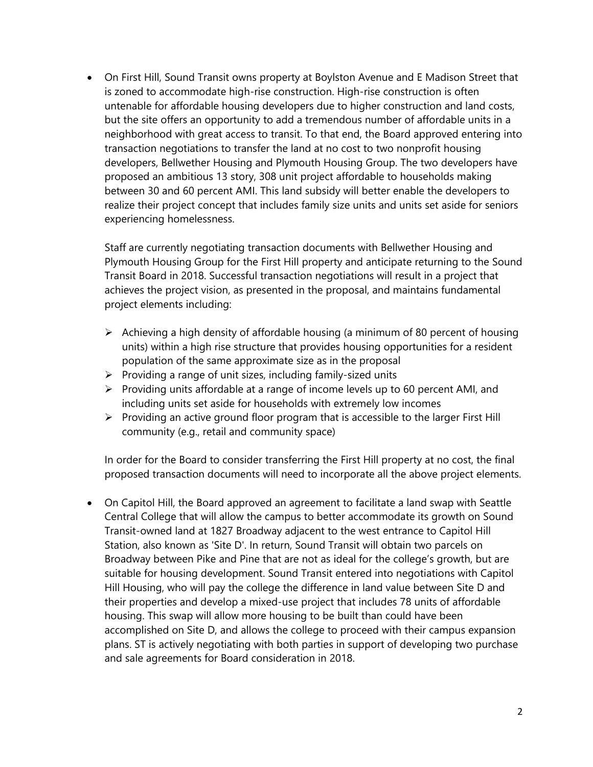- On First Hill, Sound Transit owns property at Boylston Avenue and E Madison Street that is zoned to accommodate high-rise construction. High-rise construction is often untenable for affordable housing developers due to higher construction and land costs, but the site offers an opportunity to add a tremendous number of affordable units in a neighborhood with great access to transit. To that end, the Board approved entering into transaction negotiations to transfer the land at no cost to two nonprofit housing developers, Bellwether Housing and Plymouth Housing Group. The two developers have proposed an ambitious 13 story, 308 unit project affordable to households making between 30 and 60 percent AMI. This land subsidy will better enable the developers to realize their project concept that includes family size units and units set aside for seniors experiencing homelessness.

  Staff are currently negotiating transaction documents with Bellwether Housing and Plymouth Housing Group for the First Hill property and anticipate returning to the Sound Transit Board in 2018. Successful transaction negotiations will result in a project that achieves the project vision, as presented in the proposal, and maintains fundamental project elements including:

  - Achieving a high density of affordable housing (a minimum of 80 percent of housing units) within a high rise structure that provides housing opportunities for a resident population of the same approximate size as in the proposal
  - Providing a range of unit sizes, including family-sized units
  - Providing units affordable at a range of income levels up to 60 percent AMI, and including units set aside for households with extremely low incomes
  - Providing an active ground floor program that is accessible to the larger First Hill community (e.g., retail and community space)

  In order for the Board to consider transferring the First Hill property at no cost, the final proposed transaction documents will need to incorporate all the above project elements.

- On Capitol Hill, the Board approved an agreement to facilitate a land swap with Seattle Central College that will allow the campus to better accommodate its growth on Sound Transit-owned land at 1827 Broadway adjacent to the west entrance to Capitol Hill Station, also known as 'Site D'. In return, Sound Transit will obtain two parcels on Broadway between Pike and Pine that are not as ideal for the college's growth, but are suitable for housing development. Sound Transit entered into negotiations with Capitol Hill Housing, who will pay the college the difference in land value between Site D and their properties and develop a mixed-use project that includes 78 units of affordable housing. This swap will allow more housing to be built than could have been accomplished on Site D, and allows the college to proceed with their campus expansion plans. ST is actively negotiating with both parties in support of developing two purchase and sale agreements for Board consideration in 2018.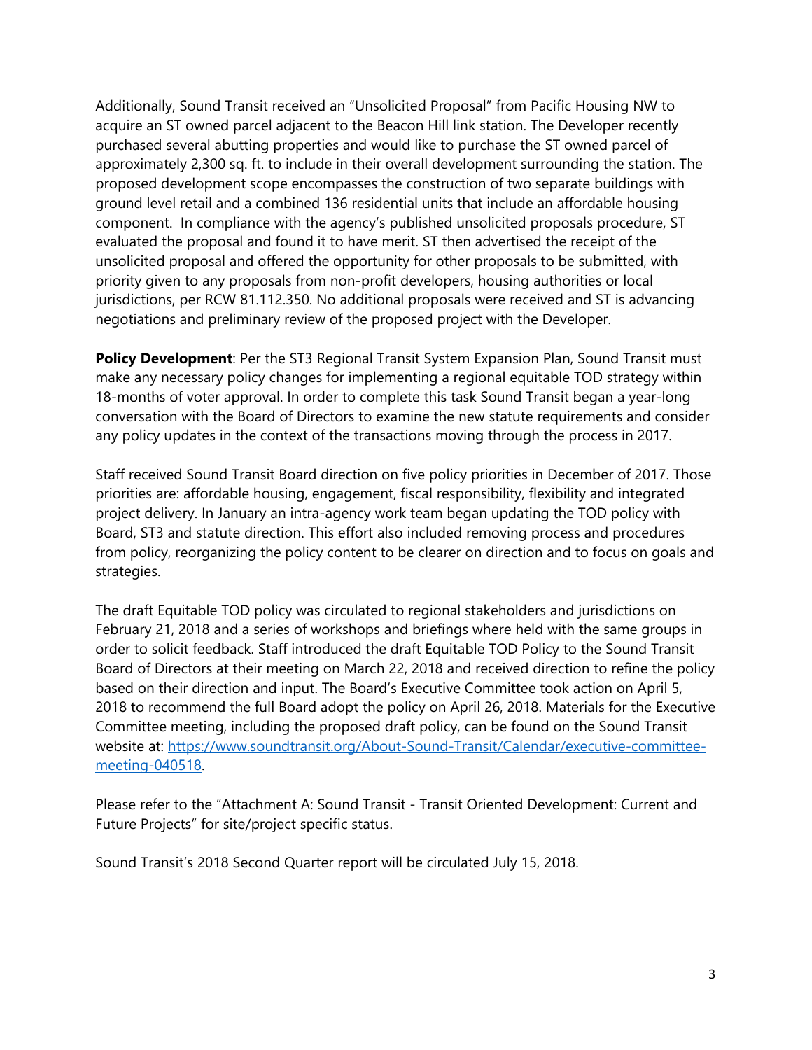Additionally, Sound Transit received an "Unsolicited Proposal" from Pacific Housing NW to acquire an ST owned parcel adjacent to the Beacon Hill link station. The Developer recently purchased several abutting properties and would like to purchase the ST owned parcel of approximately 2,300 sq. ft. to include in their overall development surrounding the station. The proposed development scope encompasses the construction of two separate buildings with ground level retail and a combined 136 residential units that include an affordable housing component. In compliance with the agency's published unsolicited proposals procedure, ST evaluated the proposal and found it to have merit. ST then advertised the receipt of the unsolicited proposal and offered the opportunity for other proposals to be submitted, with priority given to any proposals from non-profit developers, housing authorities or local jurisdictions, per RCW 81.112.350. No additional proposals were received and ST is advancing negotiations and preliminary review of the proposed project with the Developer.

**Policy Development**: Per the ST3 Regional Transit System Expansion Plan, Sound Transit must make any necessary policy changes for implementing a regional equitable TOD strategy within 18-months of voter approval. In order to complete this task Sound Transit began a year-long conversation with the Board of Directors to examine the new statute requirements and consider any policy updates in the context of the transactions moving through the process in 2017.

Staff received Sound Transit Board direction on five policy priorities in December of 2017. Those priorities are: affordable housing, engagement, fiscal responsibility, flexibility and integrated project delivery. In January an intra-agency work team began updating the TOD policy with Board, ST3 and statute direction. This effort also included removing process and procedures from policy, reorganizing the policy content to be clearer on direction and to focus on goals and strategies.

The draft Equitable TOD policy was circulated to regional stakeholders and jurisdictions on February 21, 2018 and a series of workshops and briefings where held with the same groups in order to solicit feedback. Staff introduced the draft Equitable TOD Policy to the Sound Transit Board of Directors at their meeting on March 22, 2018 and received direction to refine the policy based on their direction and input. The Board's Executive Committee took action on April 5, 2018 to recommend the full Board adopt the policy on April 26, 2018. Materials for the Executive Committee meeting, including the proposed draft policy, can be found on the Sound Transit website at: [https://www.soundtransit.org/About-Sound-Transit/Calendar/executive-committee-meeting-040518](https://www.soundtransit.org/About-Sound-Transit/Calendar/executive-committee-meeting-040518).

Please refer to the "Attachment A: Sound Transit - Transit Oriented Development: Current and Future Projects" for site/project specific status.

Sound Transit's 2018 Second Quarter report will be circulated July 15, 2018.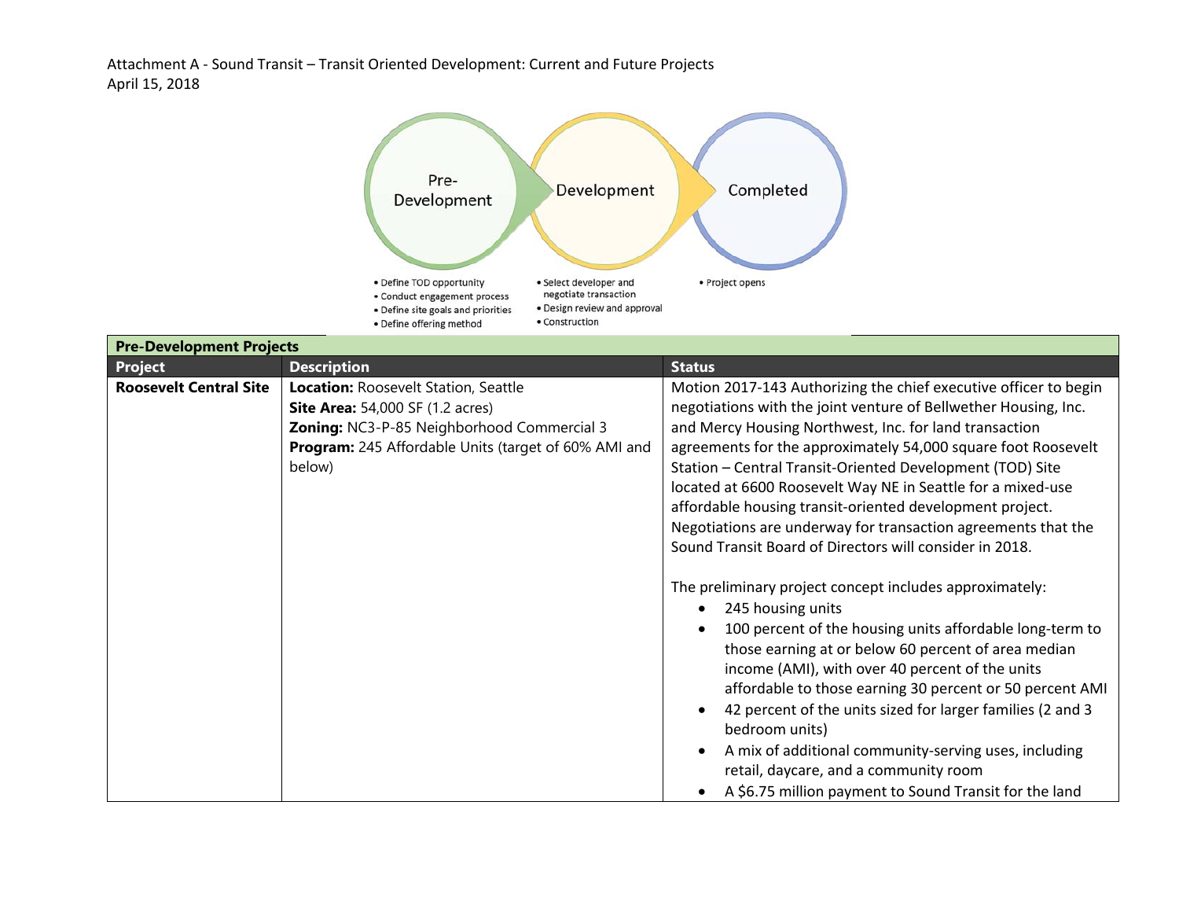Attachment A - Sound Transit – Transit Oriented Development: Current and Future Projects
April 15, 2018

Pre-Development → Development → Completed

- Pre-Development:
  - Define TOD opportunity
  - Conduct engagement process
  - Define site goals and priorities
  - Define offering method
- Development:
  - Select developer and negotiate transaction
  - Design review and approval
  - Construction
- Completed:
  - Project opens

**Pre-Development Projects**

| Project | Description | Status |
|---|---|---|
| **Roosevelt Central Site** | **Location:** Roosevelt Station, Seattle<br>**Site Area:** 54,000 SF (1.2 acres)<br>**Zoning:** NC3-P-85 Neighborhood Commercial 3<br>**Program:** 245 Affordable Units (target of 60% AMI and below) | Motion 2017-143 Authorizing the chief executive officer to begin negotiations with the joint venture of Bellwether Housing, Inc. and Mercy Housing Northwest, Inc. for land transaction agreements for the approximately 54,000 square foot Roosevelt Station – Central Transit-Oriented Development (TOD) Site located at 6600 Roosevelt Way NE in Seattle for a mixed-use affordable housing transit-oriented development project. Negotiations are underway for transaction agreements that the Sound Transit Board of Directors will consider in 2018.<br><br>The preliminary project concept includes approximately:<br>• 245 housing units<br>• 100 percent of the housing units affordable long-term to those earning at or below 60 percent of area median income (AMI), with over 40 percent of the units affordable to those earning 30 percent or 50 percent AMI<br>• 42 percent of the units sized for larger families (2 and 3 bedroom units)<br>• A mix of additional community-serving uses, including retail, daycare, and a community room<br>• A $6.75 million payment to Sound Transit for the land |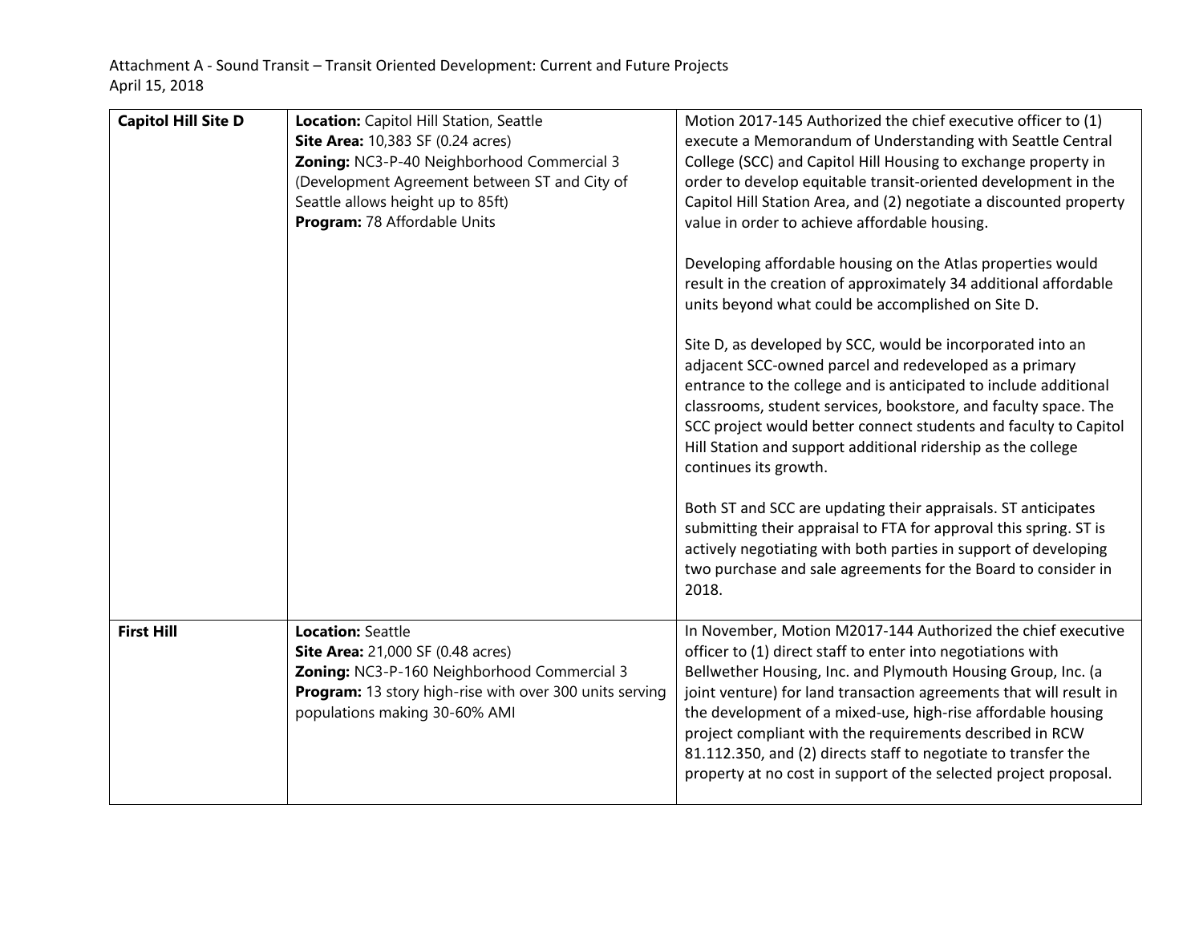Attachment A - Sound Transit – Transit Oriented Development: Current and Future Projects
April 15, 2018

| | | |
|---|---|---|
| **Capitol Hill Site D** | **Location:** Capitol Hill Station, Seattle<br>**Site Area:** 10,383 SF (0.24 acres)<br>**Zoning:** NC3-P-40 Neighborhood Commercial 3 (Development Agreement between ST and City of Seattle allows height up to 85ft)<br>**Program:** 78 Affordable Units | Motion 2017-145 Authorized the chief executive officer to (1) execute a Memorandum of Understanding with Seattle Central College (SCC) and Capitol Hill Housing to exchange property in order to develop equitable transit-oriented development in the Capitol Hill Station Area, and (2) negotiate a discounted property value in order to achieve affordable housing.<br><br>Developing affordable housing on the Atlas properties would result in the creation of approximately 34 additional affordable units beyond what could be accomplished on Site D.<br><br>Site D, as developed by SCC, would be incorporated into an adjacent SCC-owned parcel and redeveloped as a primary entrance to the college and is anticipated to include additional classrooms, student services, bookstore, and faculty space. The SCC project would better connect students and faculty to Capitol Hill Station and support additional ridership as the college continues its growth.<br><br>Both ST and SCC are updating their appraisals. ST anticipates submitting their appraisal to FTA for approval this spring. ST is actively negotiating with both parties in support of developing two purchase and sale agreements for the Board to consider in 2018. |
| **First Hill** | **Location:** Seattle<br>**Site Area:** 21,000 SF (0.48 acres)<br>**Zoning:** NC3-P-160 Neighborhood Commercial 3<br>**Program:** 13 story high-rise with over 300 units serving populations making 30-60% AMI | In November, Motion M2017-144 Authorized the chief executive officer to (1) direct staff to enter into negotiations with Bellwether Housing, Inc. and Plymouth Housing Group, Inc. (a joint venture) for land transaction agreements that will result in the development of a mixed-use, high-rise affordable housing project compliant with the requirements described in RCW 81.112.350, and (2) directs staff to negotiate to transfer the property at no cost in support of the selected project proposal. |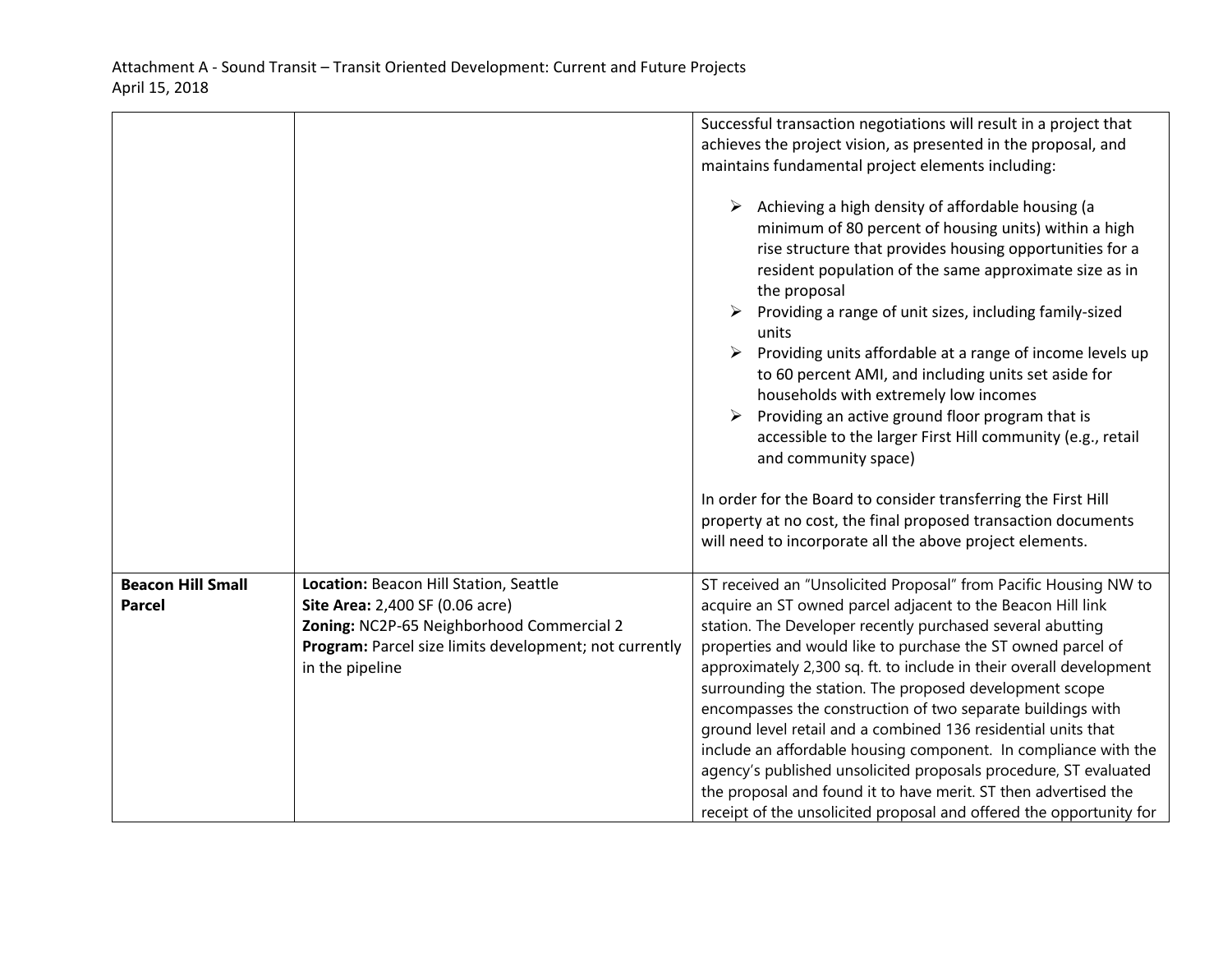| | | |
|---|---|---|
| | | Successful transaction negotiations will result in a project that achieves the project vision, as presented in the proposal, and maintains fundamental project elements including:<br><br>➢ Achieving a high density of affordable housing (a minimum of 80 percent of housing units) within a high rise structure that provides housing opportunities for a resident population of the same approximate size as in the proposal<br>➢ Providing a range of unit sizes, including family-sized units<br>➢ Providing units affordable at a range of income levels up to 60 percent AMI, and including units set aside for households with extremely low incomes<br>➢ Providing an active ground floor program that is accessible to the larger First Hill community (e.g., retail and community space)<br><br>In order for the Board to consider transferring the First Hill property at no cost, the final proposed transaction documents will need to incorporate all the above project elements. |
| **Beacon Hill Small Parcel** | **Location:** Beacon Hill Station, Seattle<br>**Site Area:** 2,400 SF (0.06 acre)<br>**Zoning:** NC2P-65 Neighborhood Commercial 2<br>**Program:** Parcel size limits development; not currently in the pipeline | ST received an "Unsolicited Proposal" from Pacific Housing NW to acquire an ST owned parcel adjacent to the Beacon Hill link station. The Developer recently purchased several abutting properties and would like to purchase the ST owned parcel of approximately 2,300 sq. ft. to include in their overall development surrounding the station. The proposed development scope encompasses the construction of two separate buildings with ground level retail and a combined 136 residential units that include an affordable housing component. In compliance with the agency's published unsolicited proposals procedure, ST evaluated the proposal and found it to have merit. ST then advertised the receipt of the unsolicited proposal and offered the opportunity for |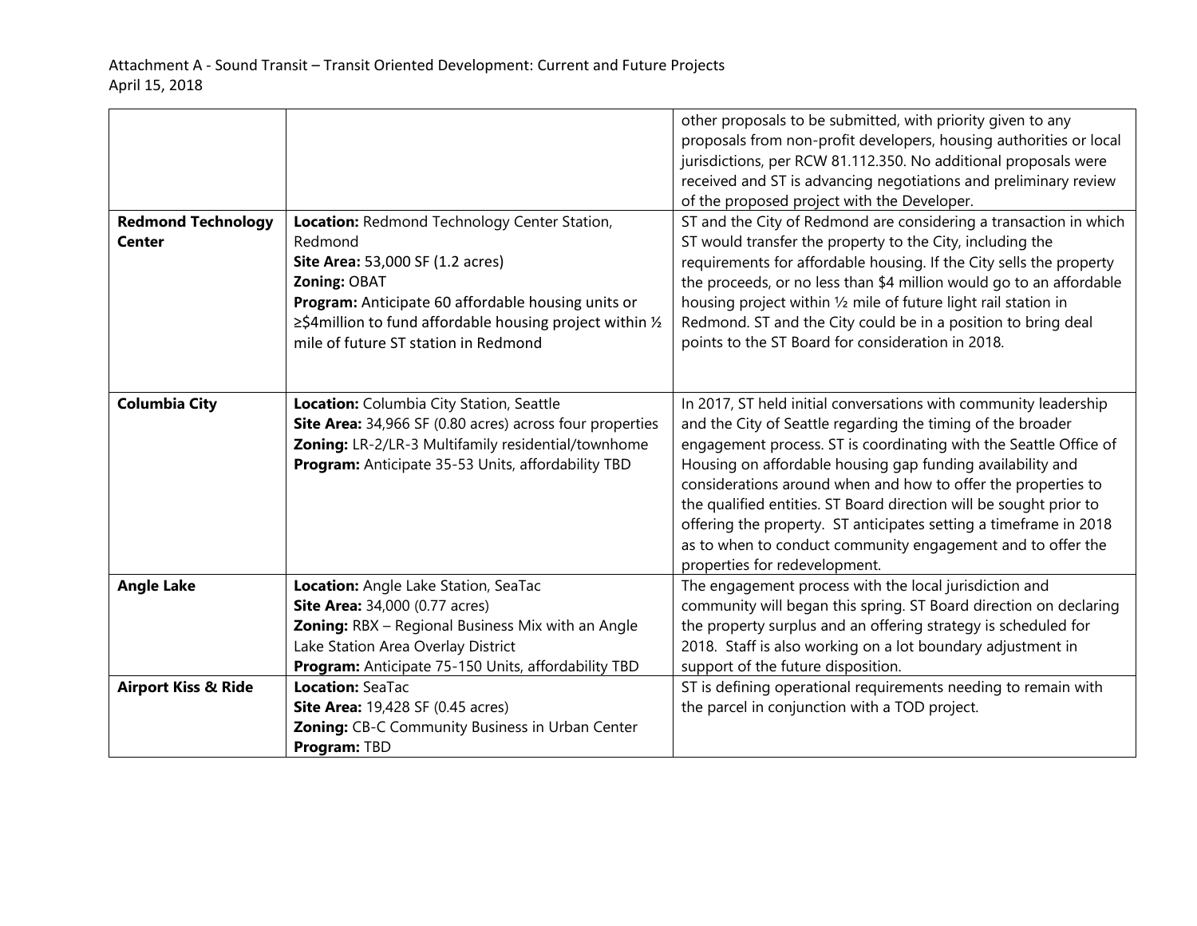| | | |
|---|---|---|
| | | other proposals to be submitted, with priority given to any proposals from non-profit developers, housing authorities or local jurisdictions, per RCW 81.112.350. No additional proposals were received and ST is advancing negotiations and preliminary review of the proposed project with the Developer. |
| **Redmond Technology Center** | **Location:** Redmond Technology Center Station, Redmond<br>**Site Area:** 53,000 SF (1.2 acres)<br>**Zoning:** OBAT<br>**Program:** Anticipate 60 affordable housing units or ≥$4million to fund affordable housing project within ½ mile of future ST station in Redmond | ST and the City of Redmond are considering a transaction in which ST would transfer the property to the City, including the requirements for affordable housing. If the City sells the property the proceeds, or no less than $4 million would go to an affordable housing project within ½ mile of future light rail station in Redmond. ST and the City could be in a position to bring deal points to the ST Board for consideration in 2018. |
| **Columbia City** | **Location:** Columbia City Station, Seattle<br>**Site Area:** 34,966 SF (0.80 acres) across four properties<br>**Zoning:** LR-2/LR-3 Multifamily residential/townhome<br>**Program:** Anticipate 35-53 Units, affordability TBD | In 2017, ST held initial conversations with community leadership and the City of Seattle regarding the timing of the broader engagement process. ST is coordinating with the Seattle Office of Housing on affordable housing gap funding availability and considerations around when and how to offer the properties to the qualified entities. ST Board direction will be sought prior to offering the property. ST anticipates setting a timeframe in 2018 as to when to conduct community engagement and to offer the properties for redevelopment. |
| **Angle Lake** | **Location:** Angle Lake Station, SeaTac<br>**Site Area:** 34,000 (0.77 acres)<br>**Zoning:** RBX – Regional Business Mix with an Angle Lake Station Area Overlay District<br>**Program:** Anticipate 75-150 Units, affordability TBD | The engagement process with the local jurisdiction and community will began this spring. ST Board direction on declaring the property surplus and an offering strategy is scheduled for 2018. Staff is also working on a lot boundary adjustment in support of the future disposition. |
| **Airport Kiss & Ride** | **Location:** SeaTac<br>**Site Area:** 19,428 SF (0.45 acres)<br>**Zoning:** CB-C Community Business in Urban Center<br>**Program:** TBD | ST is defining operational requirements needing to remain with the parcel in conjunction with a TOD project. |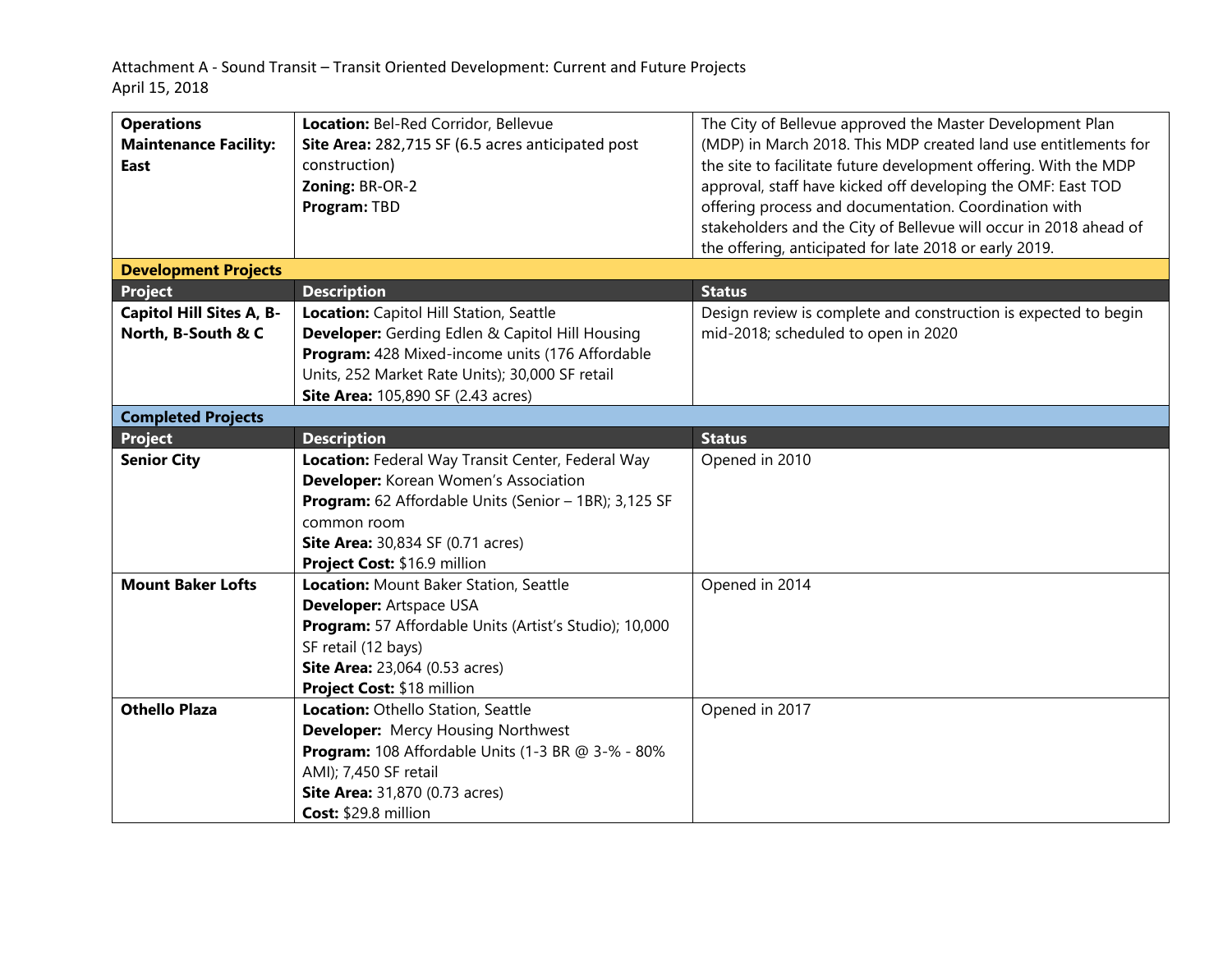Attachment A - Sound Transit – Transit Oriented Development: Current and Future Projects
April 15, 2018

| | | |
|---|---|---|
| **Operations Maintenance Facility: East** | **Location:** Bel-Red Corridor, Bellevue<br>**Site Area:** 282,715 SF (6.5 acres anticipated post construction)<br>**Zoning:** BR-OR-2<br>**Program:** TBD | The City of Bellevue approved the Master Development Plan (MDP) in March 2018. This MDP created land use entitlements for the site to facilitate future development offering. With the MDP approval, staff have kicked off developing the OMF: East TOD offering process and documentation. Coordination with stakeholders and the City of Bellevue will occur in 2018 ahead of the offering, anticipated for late 2018 or early 2019. |
| **Development Projects** | | |
| **Project** | **Description** | **Status** |
| **Capitol Hill Sites A, B-North, B-South & C** | **Location:** Capitol Hill Station, Seattle<br>**Developer:** Gerding Edlen & Capitol Hill Housing<br>**Program:** 428 Mixed-income units (176 Affordable Units, 252 Market Rate Units); 30,000 SF retail<br>**Site Area:** 105,890 SF (2.43 acres) | Design review is complete and construction is expected to begin mid-2018; scheduled to open in 2020 |
| **Completed Projects** | | |
| **Project** | **Description** | **Status** |
| **Senior City** | **Location:** Federal Way Transit Center, Federal Way<br>**Developer:** Korean Women's Association<br>**Program:** 62 Affordable Units (Senior – 1BR); 3,125 SF common room<br>**Site Area:** 30,834 SF (0.71 acres)<br>**Project Cost:** $16.9 million | Opened in 2010 |
| **Mount Baker Lofts** | **Location:** Mount Baker Station, Seattle<br>**Developer:** Artspace USA<br>**Program:** 57 Affordable Units (Artist's Studio); 10,000 SF retail (12 bays)<br>**Site Area:** 23,064 (0.53 acres)<br>**Project Cost:** $18 million | Opened in 2014 |
| **Othello Plaza** | **Location:** Othello Station, Seattle<br>**Developer:** Mercy Housing Northwest<br>**Program:** 108 Affordable Units (1-3 BR @ 3-% - 80% AMI); 7,450 SF retail<br>**Site Area:** 31,870 (0.73 acres)<br>**Cost:** $29.8 million | Opened in 2017 |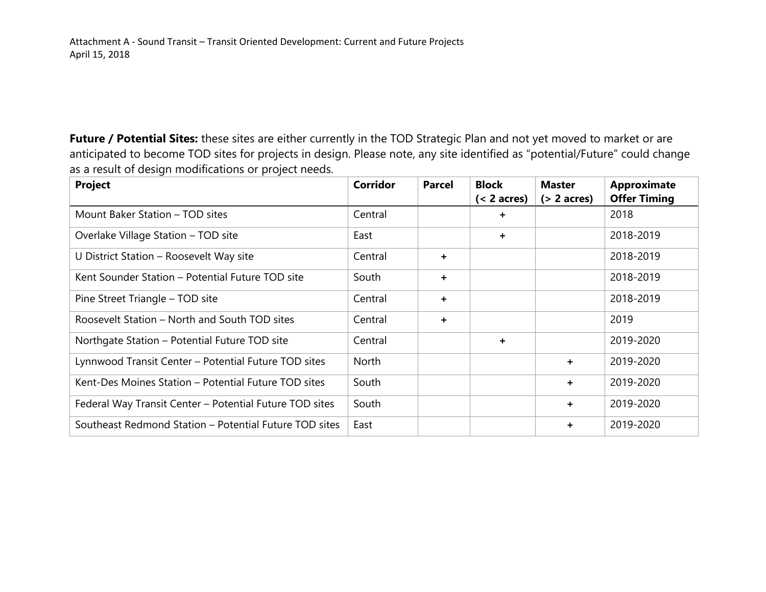**Future / Potential Sites:** these sites are either currently in the TOD Strategic Plan and not yet moved to market or are anticipated to become TOD sites for projects in design. Please note, any site identified as "potential/Future" could change as a result of design modifications or project needs.

| Project | Corridor | Parcel | Block (< 2 acres) | Master (> 2 acres) | Approximate Offer Timing |
|---|---|---|---|---|---|
| Mount Baker Station – TOD sites | Central | | + | | 2018 |
| Overlake Village Station – TOD site | East | | + | | 2018-2019 |
| U District Station – Roosevelt Way site | Central | + | | | 2018-2019 |
| Kent Sounder Station – Potential Future TOD site | South | + | | | 2018-2019 |
| Pine Street Triangle – TOD site | Central | + | | | 2018-2019 |
| Roosevelt Station – North and South TOD sites | Central | + | | | 2019 |
| Northgate Station – Potential Future TOD site | Central | | + | | 2019-2020 |
| Lynnwood Transit Center – Potential Future TOD sites | North | | | + | 2019-2020 |
| Kent-Des Moines Station – Potential Future TOD sites | South | | | + | 2019-2020 |
| Federal Way Transit Center – Potential Future TOD sites | South | | | + | 2019-2020 |
| Southeast Redmond Station – Potential Future TOD sites | East | | | + | 2019-2020 |